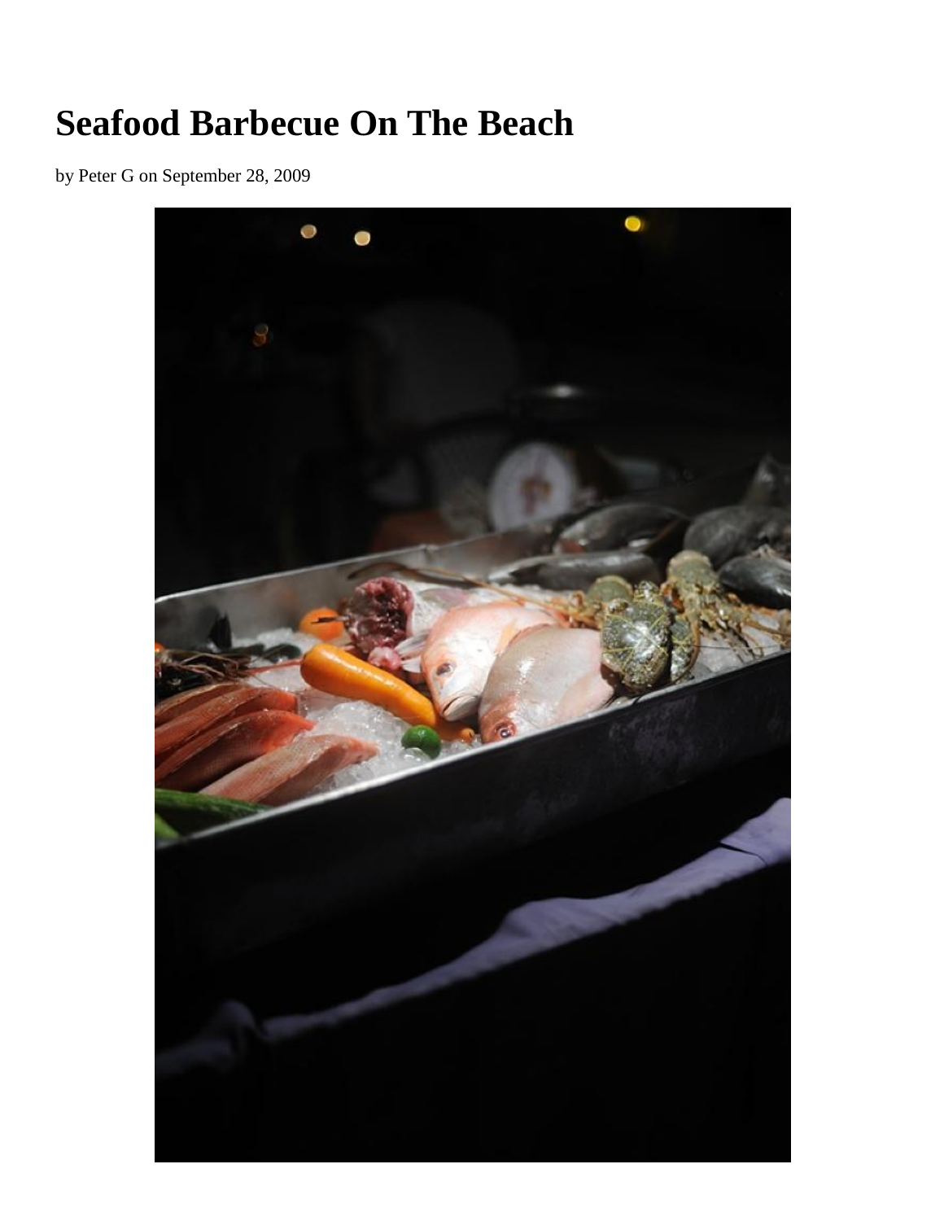# Seafood Barbecue On The Beach

by Peter G on September 28, 2009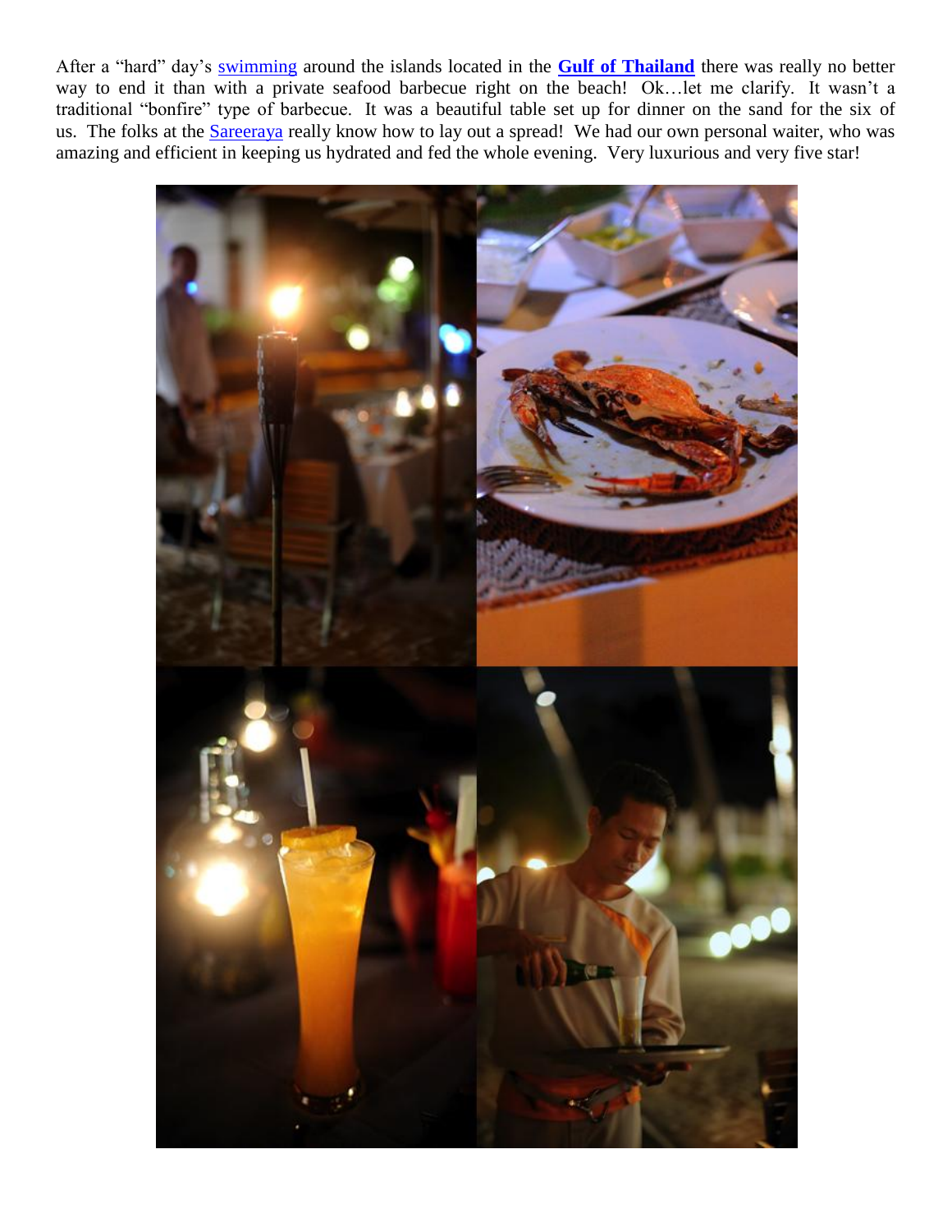After a “hard” day’s swimming around the islands located in the **Gulf of Thailand** there was really no better way to end it than with a private seafood barbecue right on the beach! Ok…let me clarify. It wasn’t a traditional “bonfire” type of barbecue. It was a beautiful table set up for dinner on the sand for the six of us. The folks at the Sareeraya really know how to lay out a spread! We had our own personal waiter, who was amazing and efficient in keeping us hydrated and fed the whole evening. Very luxurious and very five star!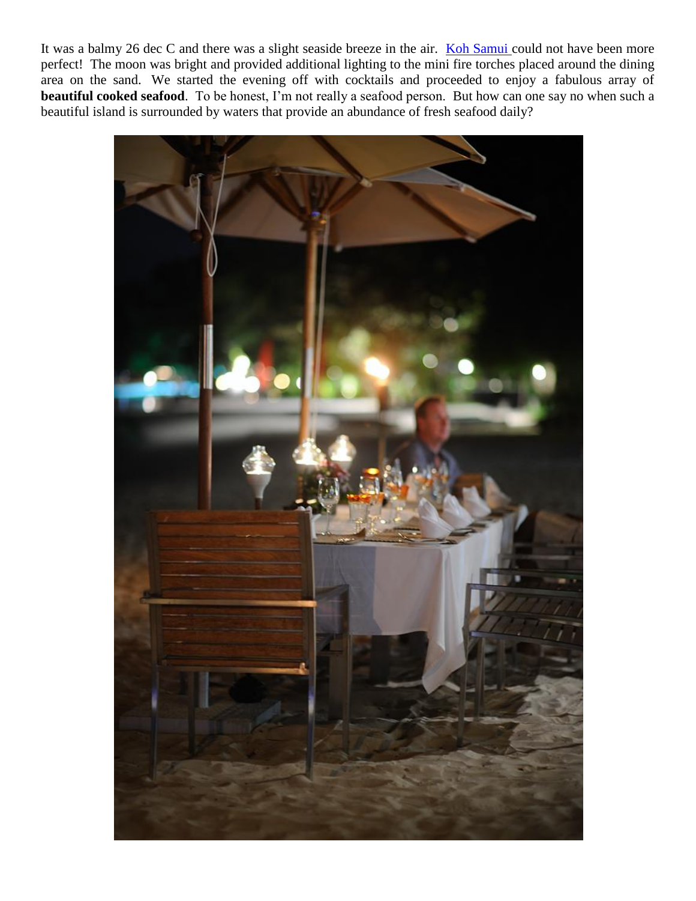It was a balmy 26 dec C and there was a slight seaside breeze in the air. Koh Samui could not have been more perfect! The moon was bright and provided additional lighting to the mini fire torches placed around the dining area on the sand. We started the evening off with cocktails and proceeded to enjoy a fabulous array of **beautiful cooked seafood**. To be honest, I'm not really a seafood person. But how can one say no when such a beautiful island is surrounded by waters that provide an abundance of fresh seafood daily?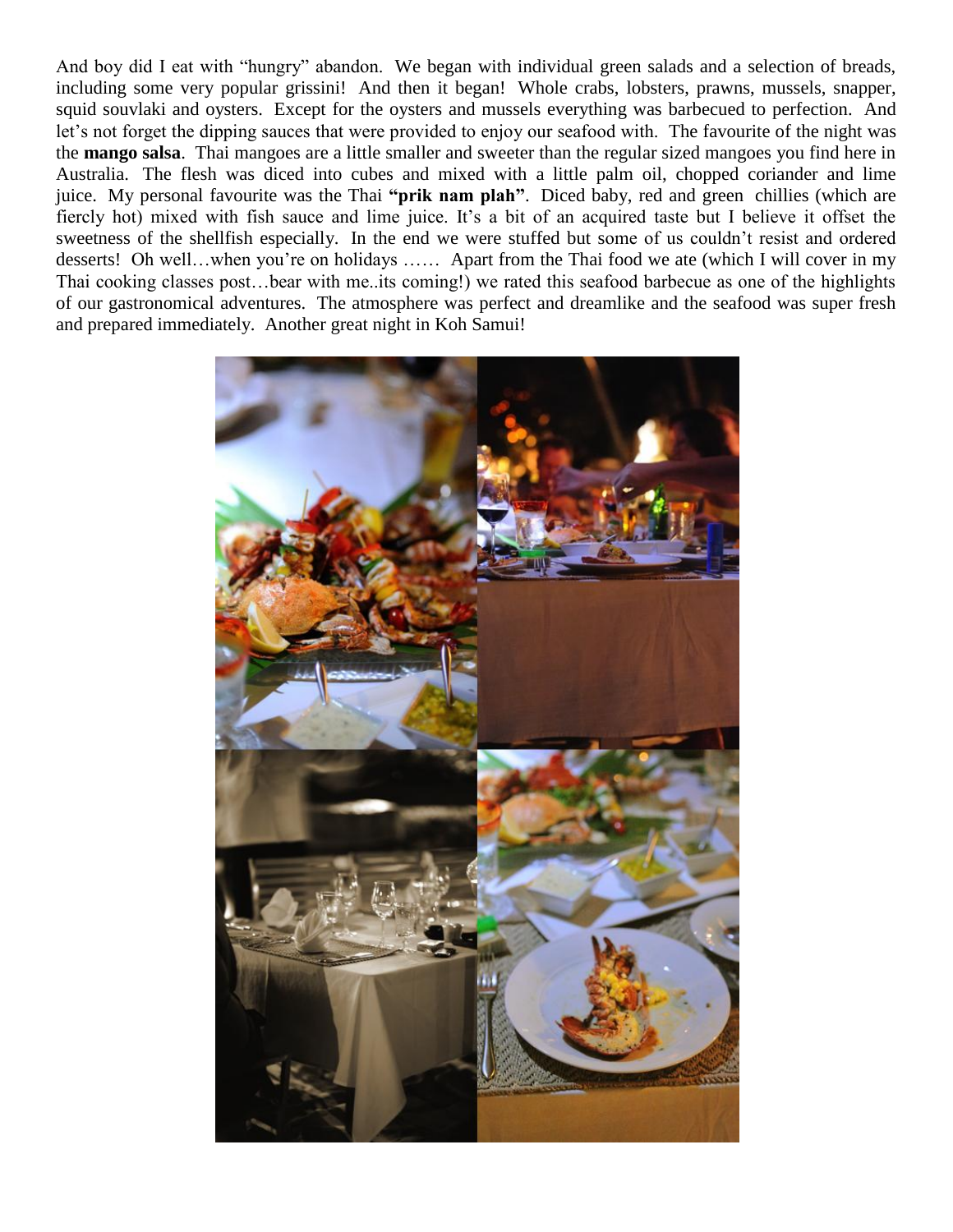And boy did I eat with "hungry" abandon. We began with individual green salads and a selection of breads, including some very popular grissini! And then it began! Whole crabs, lobsters, prawns, mussels, snapper, squid souvlaki and oysters. Except for the oysters and mussels everything was barbecued to perfection. And let's not forget the dipping sauces that were provided to enjoy our seafood with. The favourite of the night was the **mango salsa**. Thai mangoes are a little smaller and sweeter than the regular sized mangoes you find here in Australia. The flesh was diced into cubes and mixed with a little palm oil, chopped coriander and lime juice. My personal favourite was the Thai **"prik nam plah"**. Diced baby, red and green chillies (which are fiercly hot) mixed with fish sauce and lime juice. It's a bit of an acquired taste but I believe it offset the sweetness of the shellfish especially. In the end we were stuffed but some of us couldn't resist and ordered desserts! Oh well…when you're on holidays …… Apart from the Thai food we ate (which I will cover in my Thai cooking classes post…bear with me..its coming!) we rated this seafood barbecue as one of the highlights of our gastronomical adventures. The atmosphere was perfect and dreamlike and the seafood was super fresh and prepared immediately. Another great night in Koh Samui!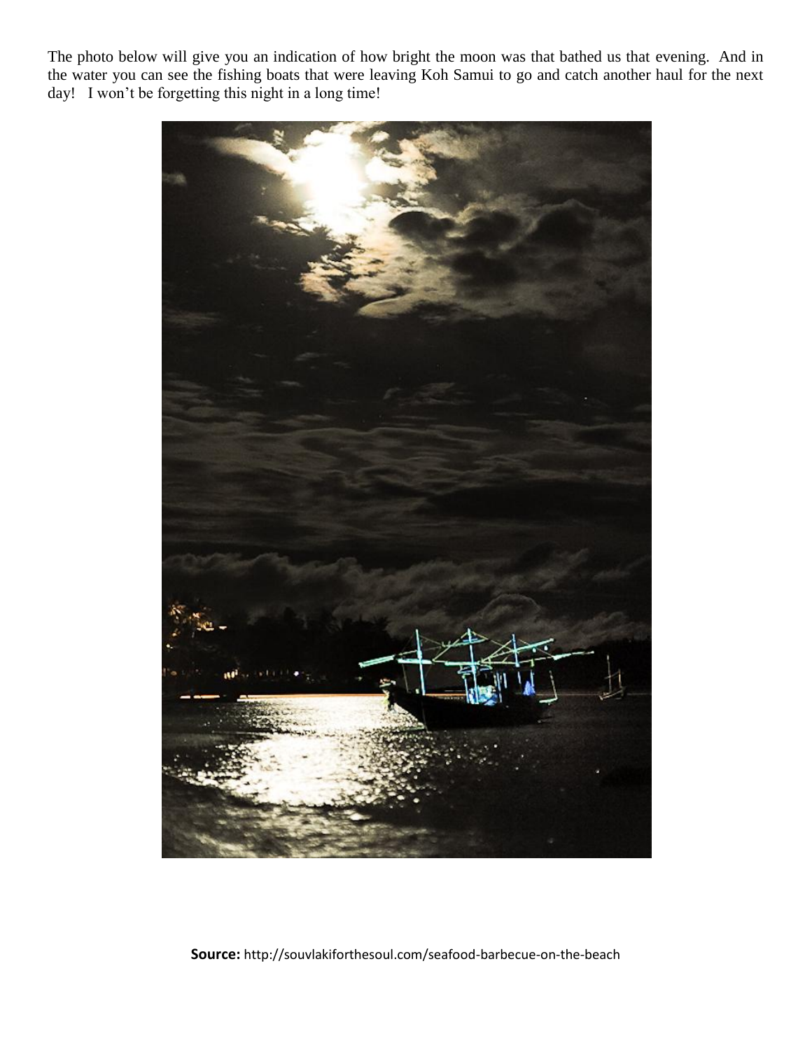The photo below will give you an indication of how bright the moon was that bathed us that evening. And in the water you can see the fishing boats that were leaving Koh Samui to go and catch another haul for the next day! I won't be forgetting this night in a long time!

**Source:** http://souvlakiforthesoul.com/seafood-barbecue-on-the-beach